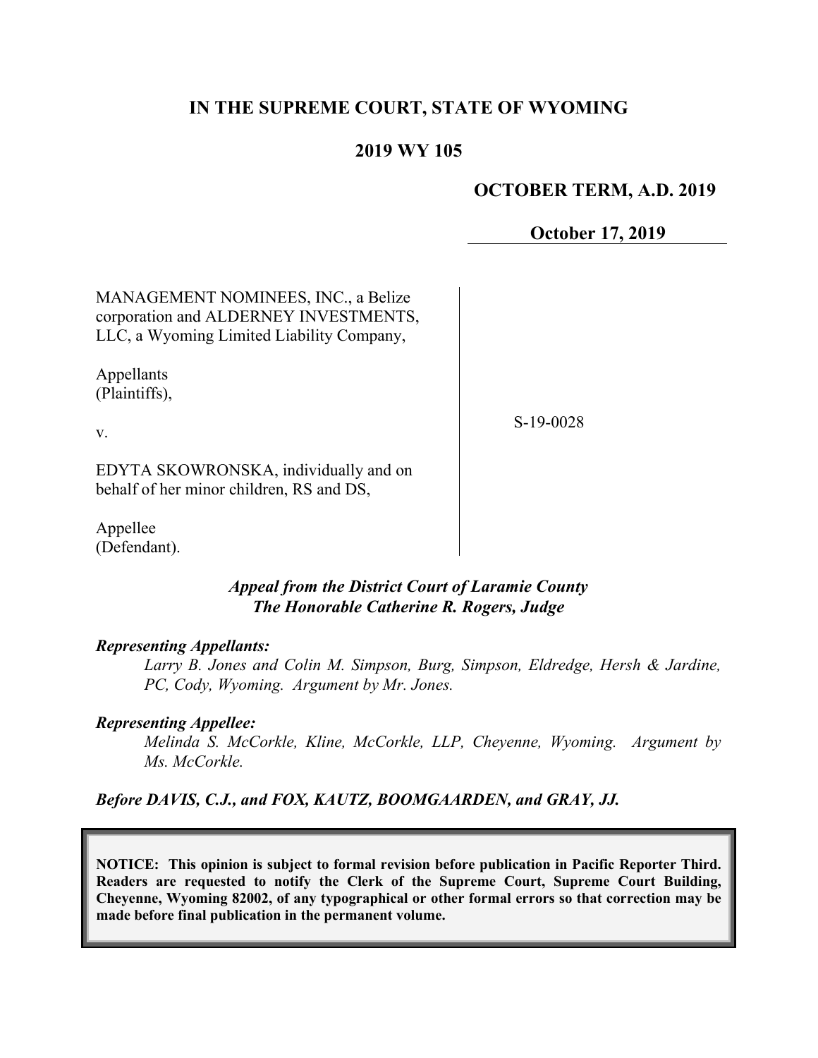# IN THE SUPREME COURT, STATE OF WYOMING

## 2019 WY 105

**OCTOBER TERM, A.D. 2019**

**October 17, 2019**

| | |
|---|---|
| MANAGEMENT NOMINEES, INC., a Belize corporation and ALDERNEY INVESTMENTS, LLC, a Wyoming Limited Liability Company,<br><br>Appellants (Plaintiffs),<br><br>v.<br><br>EDYTA SKOWRONSKA, individually and on behalf of her minor children, RS and DS,<br><br>Appellee (Defendant). | S-19-0028 |

***Appeal from the District Court of Laramie County***
***The Honorable Catherine R. Rogers, Judge***

***Representing Appellants:***

*Larry B. Jones and Colin M. Simpson, Burg, Simpson, Eldredge, Hersh & Jardine, PC, Cody, Wyoming. Argument by Mr. Jones.*

***Representing Appellee:***

*Melinda S. McCorkle, Kline, McCorkle, LLP, Cheyenne, Wyoming. Argument by Ms. McCorkle.*

***Before DAVIS, C.J., and FOX, KAUTZ, BOOMGAARDEN, and GRAY, JJ.***

**NOTICE: This opinion is subject to formal revision before publication in Pacific Reporter Third. Readers are requested to notify the Clerk of the Supreme Court, Supreme Court Building, Cheyenne, Wyoming 82002, of any typographical or other formal errors so that correction may be made before final publication in the permanent volume.**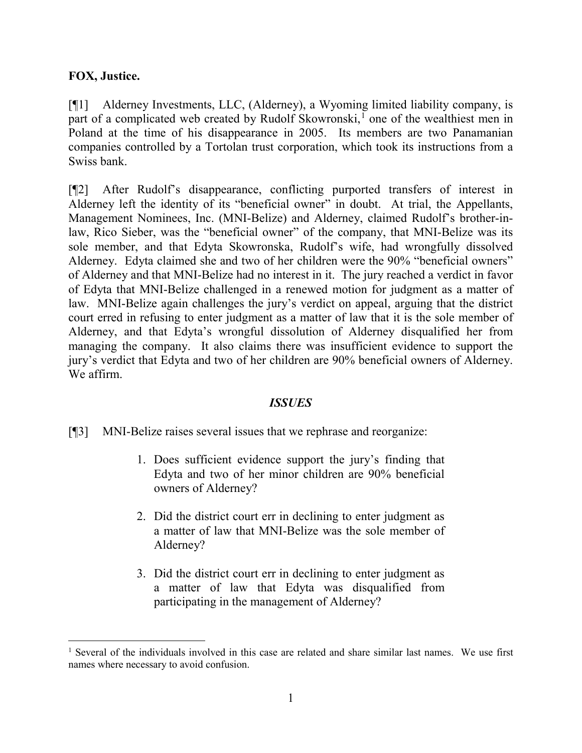**FOX, Justice.**

[¶1] Alderney Investments, LLC, (Alderney), a Wyoming limited liability company, is part of a complicated web created by Rudolf Skowronski,[1] one of the wealthiest men in Poland at the time of his disappearance in 2005. Its members are two Panamanian companies controlled by a Tortolan trust corporation, which took its instructions from a Swiss bank.

[¶2] After Rudolf's disappearance, conflicting purported transfers of interest in Alderney left the identity of its "beneficial owner" in doubt. At trial, the Appellants, Management Nominees, Inc. (MNI-Belize) and Alderney, claimed Rudolf's brother-in-law, Rico Sieber, was the "beneficial owner" of the company, that MNI-Belize was its sole member, and that Edyta Skowronska, Rudolf's wife, had wrongfully dissolved Alderney. Edyta claimed she and two of her children were the 90% "beneficial owners" of Alderney and that MNI-Belize had no interest in it. The jury reached a verdict in favor of Edyta that MNI-Belize challenged in a renewed motion for judgment as a matter of law. MNI-Belize again challenges the jury's verdict on appeal, arguing that the district court erred in refusing to enter judgment as a matter of law that it is the sole member of Alderney, and that Edyta's wrongful dissolution of Alderney disqualified her from managing the company. It also claims there was insufficient evidence to support the jury's verdict that Edyta and two of her children are 90% beneficial owners of Alderney. We affirm.

### *ISSUES*

[¶3] MNI-Belize raises several issues that we rephrase and reorganize:

1. Does sufficient evidence support the jury's finding that Edyta and two of her minor children are 90% beneficial owners of Alderney?
2. Did the district court err in declining to enter judgment as a matter of law that MNI-Belize was the sole member of Alderney?
3. Did the district court err in declining to enter judgment as a matter of law that Edyta was disqualified from participating in the management of Alderney?

---

[1] Several of the individuals involved in this case are related and share similar last names. We use first names where necessary to avoid confusion.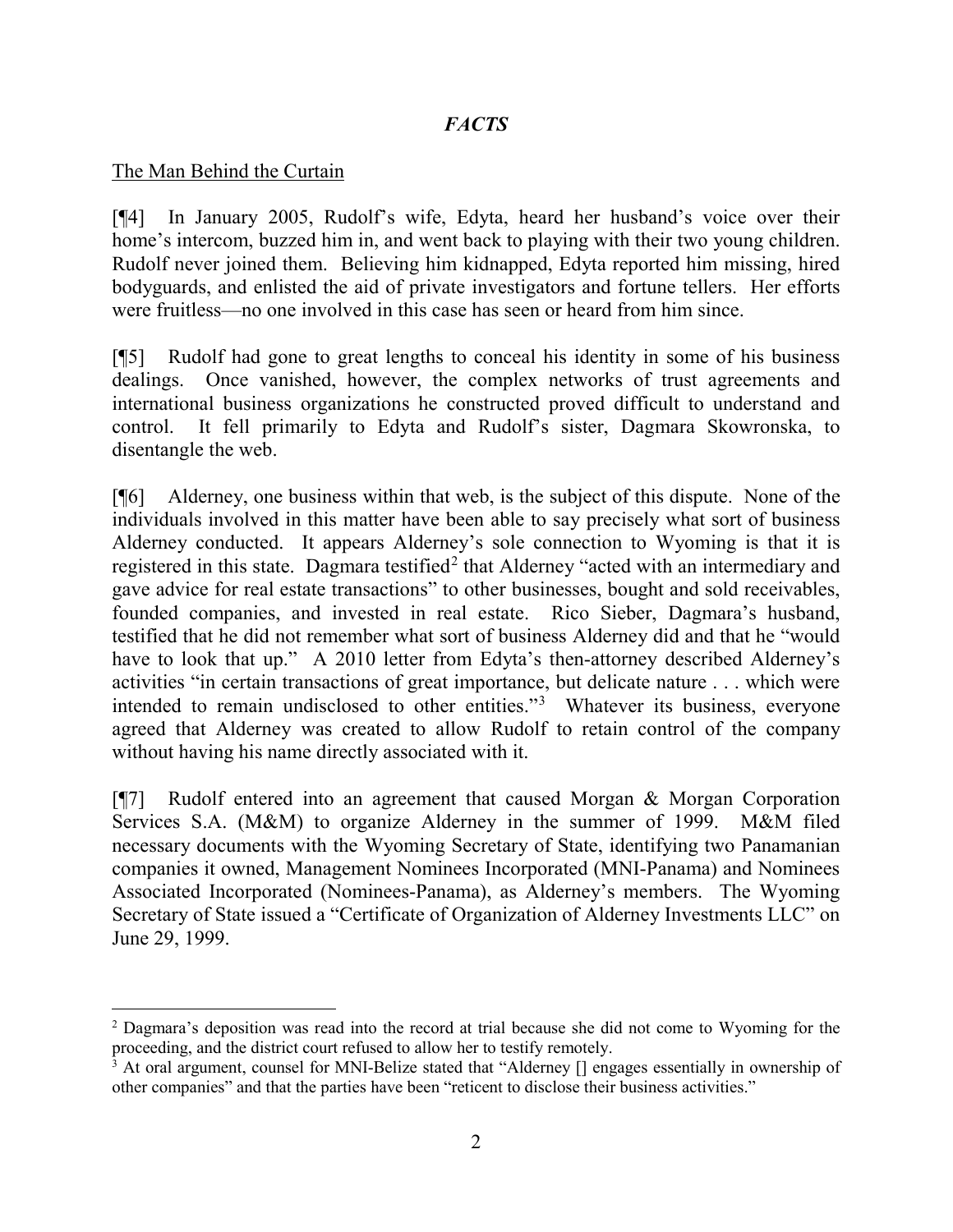## *FACTS*

The Man Behind the Curtain

[¶4] In January 2005, Rudolf's wife, Edyta, heard her husband's voice over their home's intercom, buzzed him in, and went back to playing with their two young children. Rudolf never joined them. Believing him kidnapped, Edyta reported him missing, hired bodyguards, and enlisted the aid of private investigators and fortune tellers. Her efforts were fruitless—no one involved in this case has seen or heard from him since.

[¶5] Rudolf had gone to great lengths to conceal his identity in some of his business dealings. Once vanished, however, the complex networks of trust agreements and international business organizations he constructed proved difficult to understand and control. It fell primarily to Edyta and Rudolf's sister, Dagmara Skowronska, to disentangle the web.

[¶6] Alderney, one business within that web, is the subject of this dispute. None of the individuals involved in this matter have been able to say precisely what sort of business Alderney conducted. It appears Alderney's sole connection to Wyoming is that it is registered in this state. Dagmara testified[2] that Alderney "acted with an intermediary and gave advice for real estate transactions" to other businesses, bought and sold receivables, founded companies, and invested in real estate. Rico Sieber, Dagmara's husband, testified that he did not remember what sort of business Alderney did and that he "would have to look that up." A 2010 letter from Edyta's then-attorney described Alderney's activities "in certain transactions of great importance, but delicate nature . . . which were intended to remain undisclosed to other entities."[3] Whatever its business, everyone agreed that Alderney was created to allow Rudolf to retain control of the company without having his name directly associated with it.

[¶7] Rudolf entered into an agreement that caused Morgan & Morgan Corporation Services S.A. (M&M) to organize Alderney in the summer of 1999. M&M filed necessary documents with the Wyoming Secretary of State, identifying two Panamanian companies it owned, Management Nominees Incorporated (MNI-Panama) and Nominees Associated Incorporated (Nominees-Panama), as Alderney's members. The Wyoming Secretary of State issued a "Certificate of Organization of Alderney Investments LLC" on June 29, 1999.

---

[2] Dagmara's deposition was read into the record at trial because she did not come to Wyoming for the proceeding, and the district court refused to allow her to testify remotely.

[3] At oral argument, counsel for MNI-Belize stated that "Alderney [] engages essentially in ownership of other companies" and that the parties have been "reticent to disclose their business activities."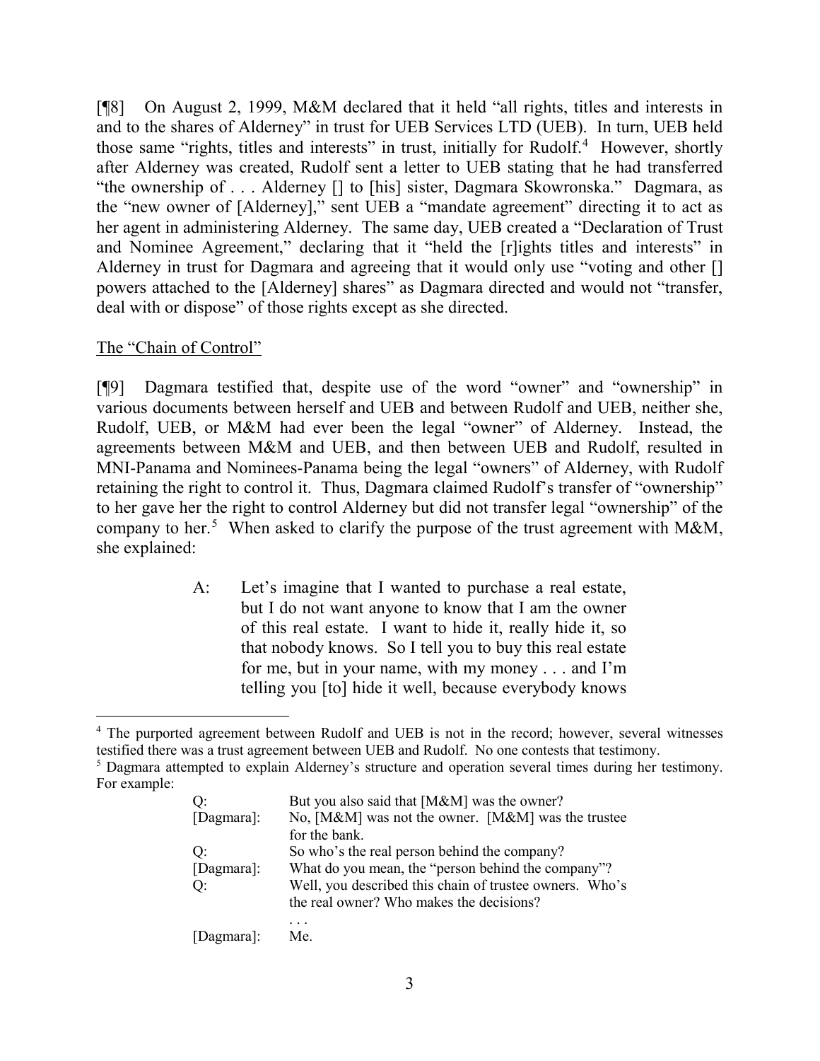[¶8] On August 2, 1999, M&M declared that it held "all rights, titles and interests in and to the shares of Alderney" in trust for UEB Services LTD (UEB). In turn, UEB held those same "rights, titles and interests" in trust, initially for Rudolf.[4] However, shortly after Alderney was created, Rudolf sent a letter to UEB stating that he had transferred "the ownership of . . . Alderney [] to [his] sister, Dagmara Skowronska." Dagmara, as the "new owner of [Alderney]," sent UEB a "mandate agreement" directing it to act as her agent in administering Alderney. The same day, UEB created a "Declaration of Trust and Nominee Agreement," declaring that it "held the [r]ights titles and interests" in Alderney in trust for Dagmara and agreeing that it would only use "voting and other [] powers attached to the [Alderney] shares" as Dagmara directed and would not "transfer, deal with or dispose" of those rights except as she directed.

The "Chain of Control"

[¶9] Dagmara testified that, despite use of the word "owner" and "ownership" in various documents between herself and UEB and between Rudolf and UEB, neither she, Rudolf, UEB, or M&M had ever been the legal "owner" of Alderney. Instead, the agreements between M&M and UEB, and then between UEB and Rudolf, resulted in MNI-Panama and Nominees-Panama being the legal "owners" of Alderney, with Rudolf retaining the right to control it. Thus, Dagmara claimed Rudolf's transfer of "ownership" to her gave her the right to control Alderney but did not transfer legal "ownership" of the company to her.[5] When asked to clarify the purpose of the trust agreement with M&M, she explained:

> A: Let's imagine that I wanted to purchase a real estate, but I do not want anyone to know that I am the owner of this real estate. I want to hide it, really hide it, so that nobody knows. So I tell you to buy this real estate for me, but in your name, with my money . . . and I'm telling you [to] hide it well, because everybody knows

---

[4] The purported agreement between Rudolf and UEB is not in the record; however, several witnesses testified there was a trust agreement between UEB and Rudolf. No one contests that testimony.

[5] Dagmara attempted to explain Alderney's structure and operation several times during her testimony. For example:

> Q: But you also said that [M&M] was the owner?
>
> [Dagmara]: No, [M&M] was not the owner. [M&M] was the trustee for the bank.
>
> Q: So who's the real person behind the company?
>
> [Dagmara]: What do you mean, the "person behind the company"?
>
> Q: Well, you described this chain of trustee owners. Who's the real owner? Who makes the decisions?
>
> . . .
>
> [Dagmara]: Me.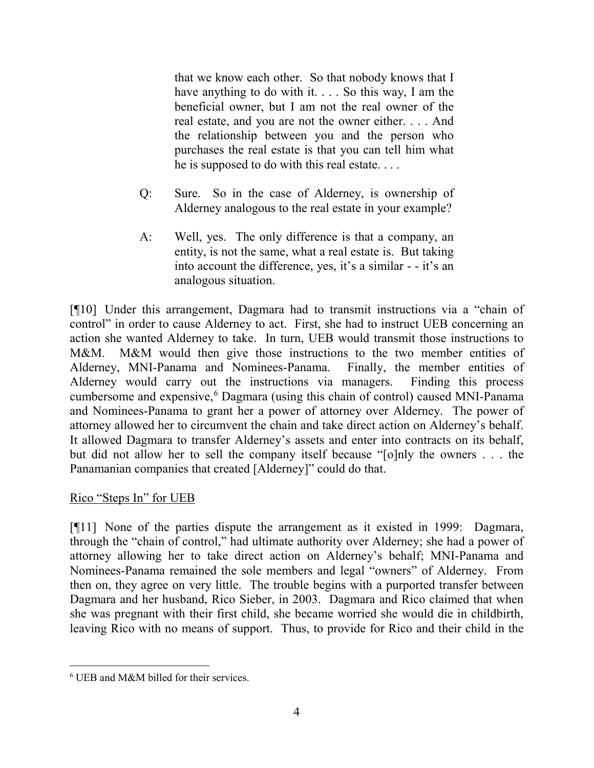> that we know each other. So that nobody knows that I have anything to do with it. . . . So this way, I am the beneficial owner, but I am not the real owner of the real estate, and you are not the owner either. . . . And the relationship between you and the person who purchases the real estate is that you can tell him what he is supposed to do with this real estate. . . .
>
> Q: Sure. So in the case of Alderney, is ownership of Alderney analogous to the real estate in your example?
>
> A: Well, yes. The only difference is that a company, an entity, is not the same, what a real estate is. But taking into account the difference, yes, it's a similar - - it's an analogous situation.

[¶10] Under this arrangement, Dagmara had to transmit instructions via a "chain of control" in order to cause Alderney to act. First, she had to instruct UEB concerning an action she wanted Alderney to take. In turn, UEB would transmit those instructions to M&M. M&M would then give those instructions to the two member entities of Alderney, MNI-Panama and Nominees-Panama. Finally, the member entities of Alderney would carry out the instructions via managers. Finding this process cumbersome and expensive,[6] Dagmara (using this chain of control) caused MNI-Panama and Nominees-Panama to grant her a power of attorney over Alderney. The power of attorney allowed her to circumvent the chain and take direct action on Alderney's behalf. It allowed Dagmara to transfer Alderney's assets and enter into contracts on its behalf, but did not allow her to sell the company itself because "[o]nly the owners . . . the Panamanian companies that created [Alderney]" could do that.

Rico "Steps In" for UEB

[¶11] None of the parties dispute the arrangement as it existed in 1999: Dagmara, through the "chain of control," had ultimate authority over Alderney; she had a power of attorney allowing her to take direct action on Alderney's behalf; MNI-Panama and Nominees-Panama remained the sole members and legal "owners" of Alderney. From then on, they agree on very little. The trouble begins with a purported transfer between Dagmara and her husband, Rico Sieber, in 2003. Dagmara and Rico claimed that when she was pregnant with their first child, she became worried she would die in childbirth, leaving Rico with no means of support. Thus, to provide for Rico and their child in the

[6] UEB and M&M billed for their services.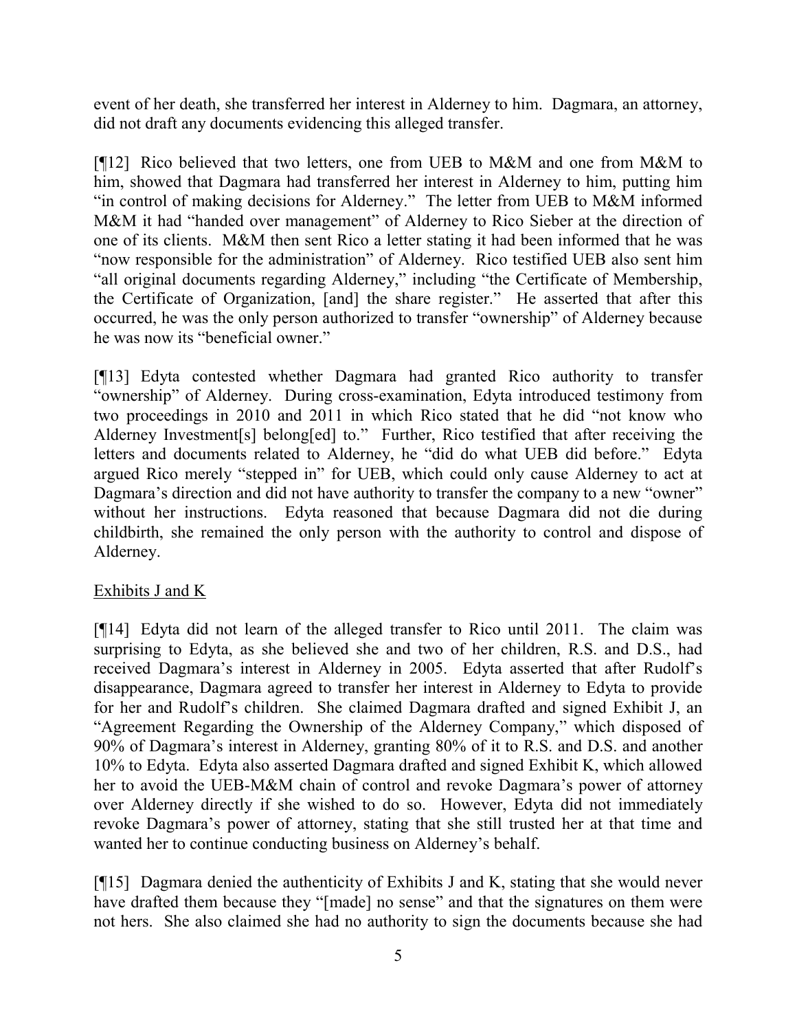event of her death, she transferred her interest in Alderney to him. Dagmara, an attorney, did not draft any documents evidencing this alleged transfer.

[¶12] Rico believed that two letters, one from UEB to M&M and one from M&M to him, showed that Dagmara had transferred her interest in Alderney to him, putting him "in control of making decisions for Alderney." The letter from UEB to M&M informed M&M it had "handed over management" of Alderney to Rico Sieber at the direction of one of its clients. M&M then sent Rico a letter stating it had been informed that he was "now responsible for the administration" of Alderney. Rico testified UEB also sent him "all original documents regarding Alderney," including "the Certificate of Membership, the Certificate of Organization, [and] the share register." He asserted that after this occurred, he was the only person authorized to transfer "ownership" of Alderney because he was now its "beneficial owner."

[¶13] Edyta contested whether Dagmara had granted Rico authority to transfer "ownership" of Alderney. During cross-examination, Edyta introduced testimony from two proceedings in 2010 and 2011 in which Rico stated that he did "not know who Alderney Investment[s] belong[ed] to." Further, Rico testified that after receiving the letters and documents related to Alderney, he "did do what UEB did before." Edyta argued Rico merely "stepped in" for UEB, which could only cause Alderney to act at Dagmara's direction and did not have authority to transfer the company to a new "owner" without her instructions. Edyta reasoned that because Dagmara did not die during childbirth, she remained the only person with the authority to control and dispose of Alderney.

<u>Exhibits J and K</u>

[¶14] Edyta did not learn of the alleged transfer to Rico until 2011. The claim was surprising to Edyta, as she believed she and two of her children, R.S. and D.S., had received Dagmara's interest in Alderney in 2005. Edyta asserted that after Rudolf's disappearance, Dagmara agreed to transfer her interest in Alderney to Edyta to provide for her and Rudolf's children. She claimed Dagmara drafted and signed Exhibit J, an "Agreement Regarding the Ownership of the Alderney Company," which disposed of 90% of Dagmara's interest in Alderney, granting 80% of it to R.S. and D.S. and another 10% to Edyta. Edyta also asserted Dagmara drafted and signed Exhibit K, which allowed her to avoid the UEB-M&M chain of control and revoke Dagmara's power of attorney over Alderney directly if she wished to do so. However, Edyta did not immediately revoke Dagmara's power of attorney, stating that she still trusted her at that time and wanted her to continue conducting business on Alderney's behalf.

[¶15] Dagmara denied the authenticity of Exhibits J and K, stating that she would never have drafted them because they "[made] no sense" and that the signatures on them were not hers. She also claimed she had no authority to sign the documents because she had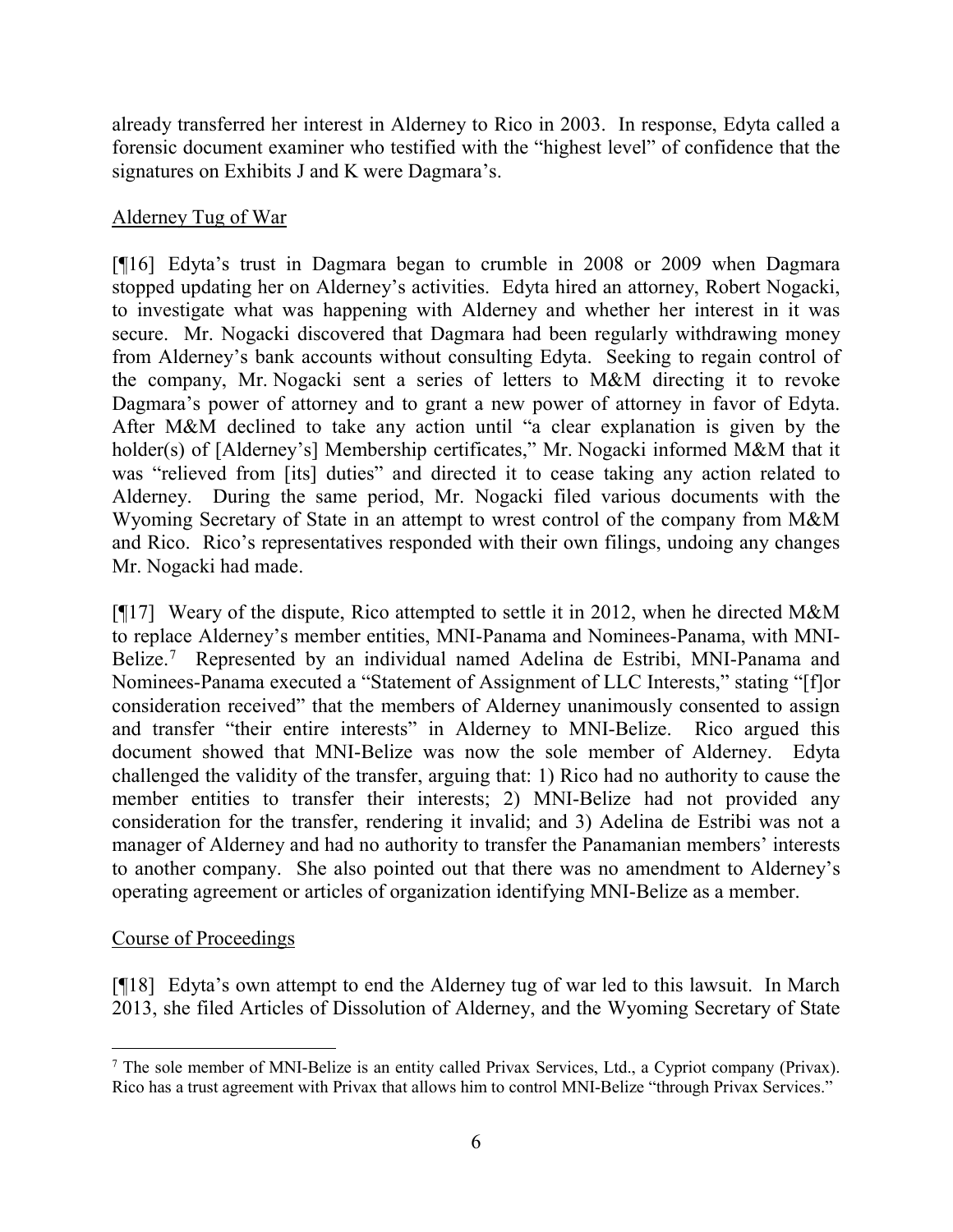already transferred her interest in Alderney to Rico in 2003. In response, Edyta called a forensic document examiner who testified with the "highest level" of confidence that the signatures on Exhibits J and K were Dagmara's.

Alderney Tug of War

[¶16] Edyta's trust in Dagmara began to crumble in 2008 or 2009 when Dagmara stopped updating her on Alderney's activities. Edyta hired an attorney, Robert Nogacki, to investigate what was happening with Alderney and whether her interest in it was secure. Mr. Nogacki discovered that Dagmara had been regularly withdrawing money from Alderney's bank accounts without consulting Edyta. Seeking to regain control of the company, Mr. Nogacki sent a series of letters to M&M directing it to revoke Dagmara's power of attorney and to grant a new power of attorney in favor of Edyta. After M&M declined to take any action until "a clear explanation is given by the holder(s) of [Alderney's] Membership certificates," Mr. Nogacki informed M&M that it was "relieved from [its] duties" and directed it to cease taking any action related to Alderney. During the same period, Mr. Nogacki filed various documents with the Wyoming Secretary of State in an attempt to wrest control of the company from M&M and Rico. Rico's representatives responded with their own filings, undoing any changes Mr. Nogacki had made.

[¶17] Weary of the dispute, Rico attempted to settle it in 2012, when he directed M&M to replace Alderney's member entities, MNI-Panama and Nominees-Panama, with MNI-Belize.[7] Represented by an individual named Adelina de Estribi, MNI-Panama and Nominees-Panama executed a "Statement of Assignment of LLC Interests," stating "[f]or consideration received" that the members of Alderney unanimously consented to assign and transfer "their entire interests" in Alderney to MNI-Belize. Rico argued this document showed that MNI-Belize was now the sole member of Alderney. Edyta challenged the validity of the transfer, arguing that: 1) Rico had no authority to cause the member entities to transfer their interests; 2) MNI-Belize had not provided any consideration for the transfer, rendering it invalid; and 3) Adelina de Estribi was not a manager of Alderney and had no authority to transfer the Panamanian members' interests to another company. She also pointed out that there was no amendment to Alderney's operating agreement or articles of organization identifying MNI-Belize as a member.

Course of Proceedings

[¶18] Edyta's own attempt to end the Alderney tug of war led to this lawsuit. In March 2013, she filed Articles of Dissolution of Alderney, and the Wyoming Secretary of State

[7] The sole member of MNI-Belize is an entity called Privax Services, Ltd., a Cypriot company (Privax). Rico has a trust agreement with Privax that allows him to control MNI-Belize "through Privax Services."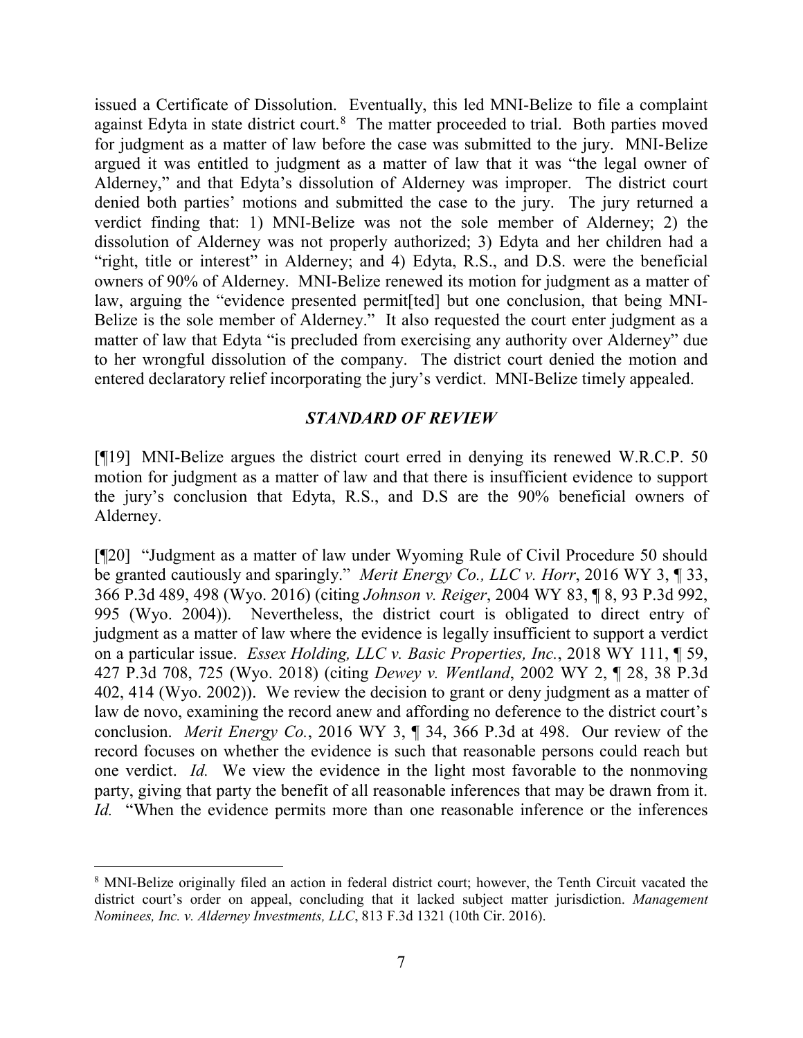issued a Certificate of Dissolution. Eventually, this led MNI-Belize to file a complaint against Edyta in state district court.[8] The matter proceeded to trial. Both parties moved for judgment as a matter of law before the case was submitted to the jury. MNI-Belize argued it was entitled to judgment as a matter of law that it was "the legal owner of Alderney," and that Edyta's dissolution of Alderney was improper. The district court denied both parties' motions and submitted the case to the jury. The jury returned a verdict finding that: 1) MNI-Belize was not the sole member of Alderney; 2) the dissolution of Alderney was not properly authorized; 3) Edyta and her children had a "right, title or interest" in Alderney; and 4) Edyta, R.S., and D.S. were the beneficial owners of 90% of Alderney. MNI-Belize renewed its motion for judgment as a matter of law, arguing the "evidence presented permit[ted] but one conclusion, that being MNI-Belize is the sole member of Alderney." It also requested the court enter judgment as a matter of law that Edyta "is precluded from exercising any authority over Alderney" due to her wrongful dissolution of the company. The district court denied the motion and entered declaratory relief incorporating the jury's verdict. MNI-Belize timely appealed.

## *STANDARD OF REVIEW*

[¶19] MNI-Belize argues the district court erred in denying its renewed W.R.C.P. 50 motion for judgment as a matter of law and that there is insufficient evidence to support the jury's conclusion that Edyta, R.S., and D.S are the 90% beneficial owners of Alderney.

[¶20] "Judgment as a matter of law under Wyoming Rule of Civil Procedure 50 should be granted cautiously and sparingly." *Merit Energy Co., LLC v. Horr*, 2016 WY 3, ¶ 33, 366 P.3d 489, 498 (Wyo. 2016) (citing *Johnson v. Reiger*, 2004 WY 83, ¶ 8, 93 P.3d 992, 995 (Wyo. 2004)). Nevertheless, the district court is obligated to direct entry of judgment as a matter of law where the evidence is legally insufficient to support a verdict on a particular issue. *Essex Holding, LLC v. Basic Properties, Inc.*, 2018 WY 111, ¶ 59, 427 P.3d 708, 725 (Wyo. 2018) (citing *Dewey v. Wentland*, 2002 WY 2, ¶ 28, 38 P.3d 402, 414 (Wyo. 2002)). We review the decision to grant or deny judgment as a matter of law de novo, examining the record anew and affording no deference to the district court's conclusion. *Merit Energy Co.*, 2016 WY 3, ¶ 34, 366 P.3d at 498. Our review of the record focuses on whether the evidence is such that reasonable persons could reach but one verdict. *Id.* We view the evidence in the light most favorable to the nonmoving party, giving that party the benefit of all reasonable inferences that may be drawn from it. *Id.* "When the evidence permits more than one reasonable inference or the inferences

---

[8] MNI-Belize originally filed an action in federal district court; however, the Tenth Circuit vacated the district court's order on appeal, concluding that it lacked subject matter jurisdiction. *Management Nominees, Inc. v. Alderney Investments, LLC*, 813 F.3d 1321 (10th Cir. 2016).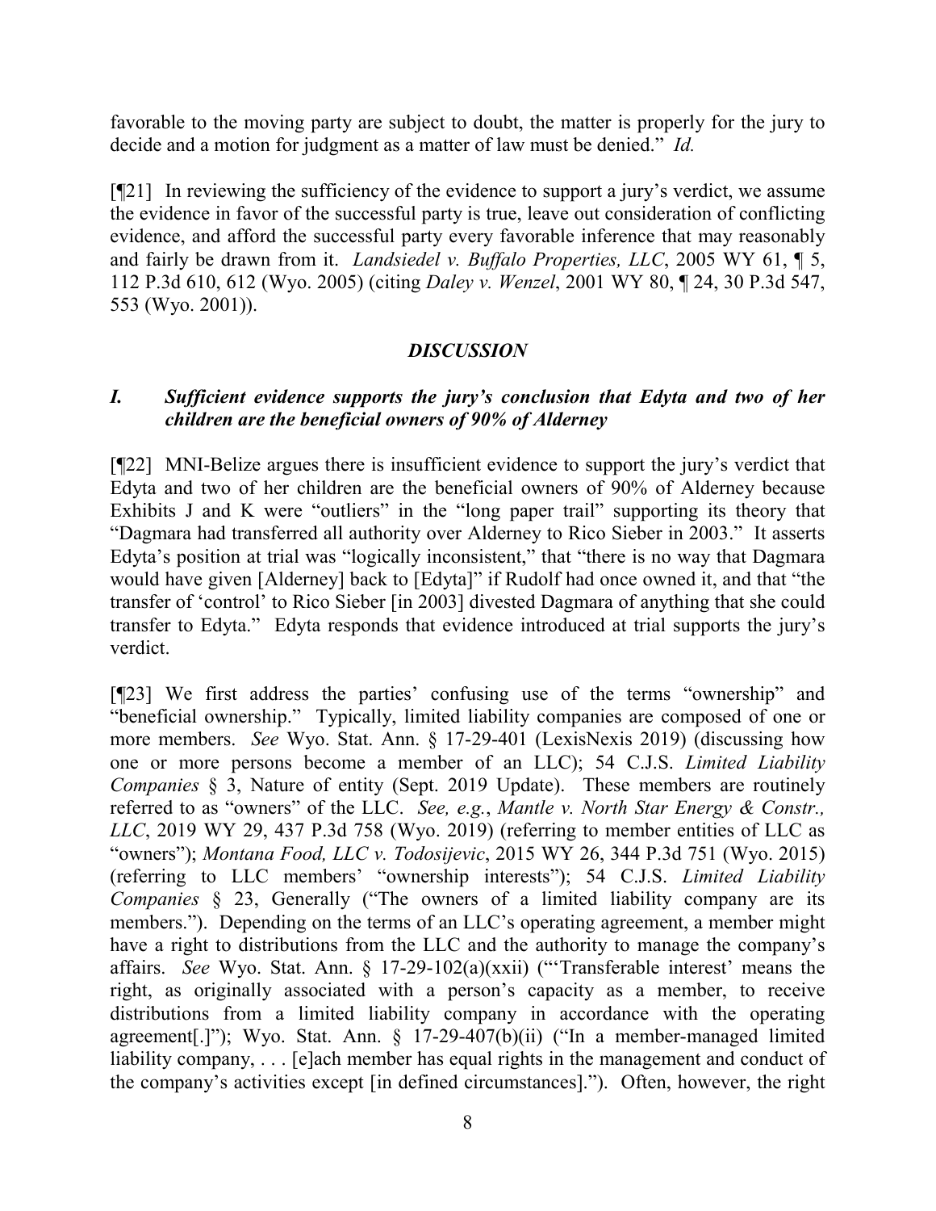favorable to the moving party are subject to doubt, the matter is properly for the jury to decide and a motion for judgment as a matter of law must be denied." *Id.*

[¶21] In reviewing the sufficiency of the evidence to support a jury's verdict, we assume the evidence in favor of the successful party is true, leave out consideration of conflicting evidence, and afford the successful party every favorable inference that may reasonably and fairly be drawn from it. *Landsiedel v. Buffalo Properties, LLC*, 2005 WY 61, ¶ 5, 112 P.3d 610, 612 (Wyo. 2005) (citing *Daley v. Wenzel*, 2001 WY 80, ¶ 24, 30 P.3d 547, 553 (Wyo. 2001)).

## *DISCUSSION*

### *I. Sufficient evidence supports the jury's conclusion that Edyta and two of her children are the beneficial owners of 90% of Alderney*

[¶22] MNI-Belize argues there is insufficient evidence to support the jury's verdict that Edyta and two of her children are the beneficial owners of 90% of Alderney because Exhibits J and K were "outliers" in the "long paper trail" supporting its theory that "Dagmara had transferred all authority over Alderney to Rico Sieber in 2003." It asserts Edyta's position at trial was "logically inconsistent," that "there is no way that Dagmara would have given [Alderney] back to [Edyta]" if Rudolf had once owned it, and that "the transfer of 'control' to Rico Sieber [in 2003] divested Dagmara of anything that she could transfer to Edyta." Edyta responds that evidence introduced at trial supports the jury's verdict.

[¶23] We first address the parties' confusing use of the terms "ownership" and "beneficial ownership." Typically, limited liability companies are composed of one or more members. *See* Wyo. Stat. Ann. § 17-29-401 (LexisNexis 2019) (discussing how one or more persons become a member of an LLC); 54 C.J.S. *Limited Liability Companies* § 3, Nature of entity (Sept. 2019 Update). These members are routinely referred to as "owners" of the LLC. *See, e.g.*, *Mantle v. North Star Energy & Constr., LLC*, 2019 WY 29, 437 P.3d 758 (Wyo. 2019) (referring to member entities of LLC as "owners"); *Montana Food, LLC v. Todosijevic*, 2015 WY 26, 344 P.3d 751 (Wyo. 2015) (referring to LLC members' "ownership interests"); 54 C.J.S. *Limited Liability Companies* § 23, Generally ("The owners of a limited liability company are its members."). Depending on the terms of an LLC's operating agreement, a member might have a right to distributions from the LLC and the authority to manage the company's affairs. *See* Wyo. Stat. Ann. § 17-29-102(a)(xxii) ("'Transferable interest' means the right, as originally associated with a person's capacity as a member, to receive distributions from a limited liability company in accordance with the operating agreement[.]"); Wyo. Stat. Ann. § 17-29-407(b)(ii) ("In a member-managed limited liability company, . . . [e]ach member has equal rights in the management and conduct of the company's activities except [in defined circumstances]."). Often, however, the right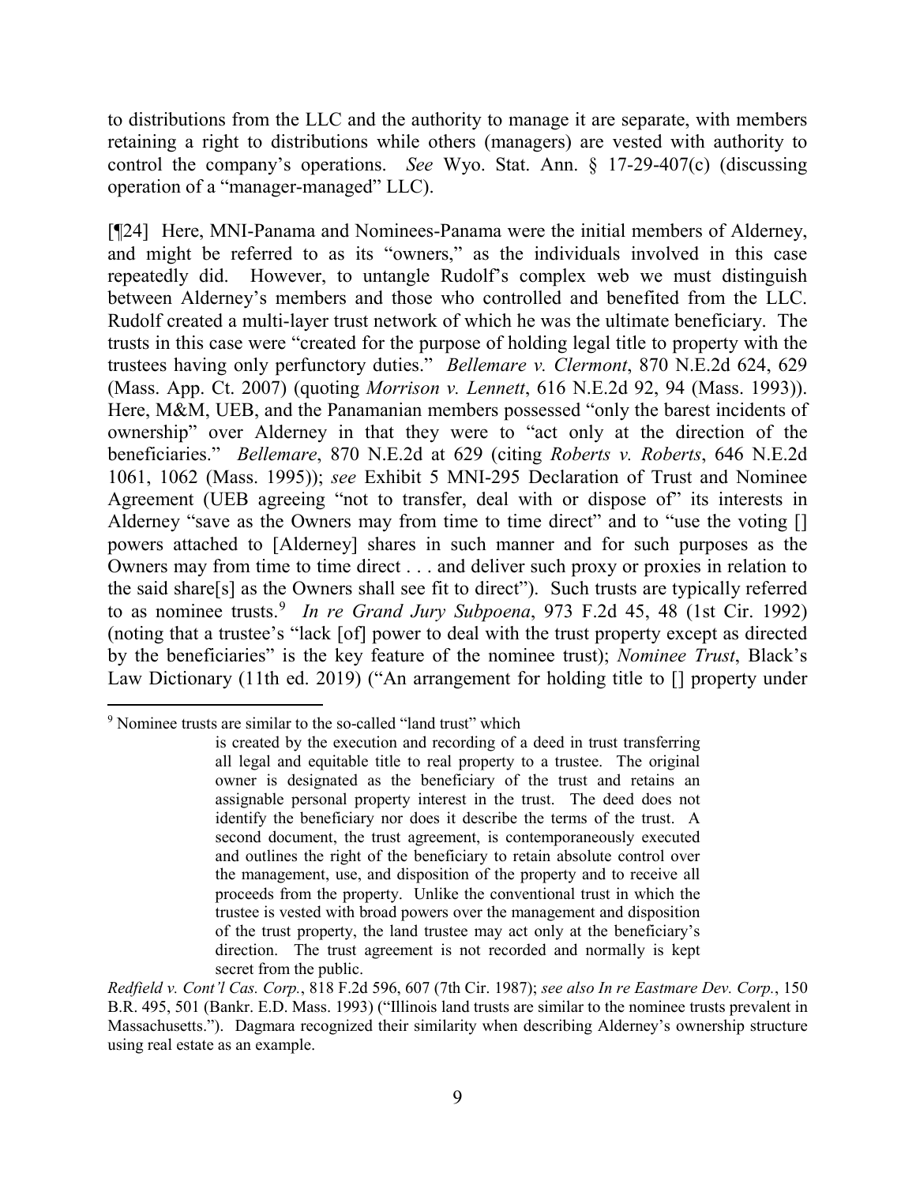to distributions from the LLC and the authority to manage it are separate, with members retaining a right to distributions while others (managers) are vested with authority to control the company's operations. *See* Wyo. Stat. Ann. § 17-29-407(c) (discussing operation of a "manager-managed" LLC).

[¶24] Here, MNI-Panama and Nominees-Panama were the initial members of Alderney, and might be referred to as its "owners," as the individuals involved in this case repeatedly did. However, to untangle Rudolf's complex web we must distinguish between Alderney's members and those who controlled and benefited from the LLC. Rudolf created a multi-layer trust network of which he was the ultimate beneficiary. The trusts in this case were "created for the purpose of holding legal title to property with the trustees having only perfunctory duties." *Bellemare v. Clermont*, 870 N.E.2d 624, 629 (Mass. App. Ct. 2007) (quoting *Morrison v. Lennett*, 616 N.E.2d 92, 94 (Mass. 1993)). Here, M&M, UEB, and the Panamanian members possessed "only the barest incidents of ownership" over Alderney in that they were to "act only at the direction of the beneficiaries." *Bellemare*, 870 N.E.2d at 629 (citing *Roberts v. Roberts*, 646 N.E.2d 1061, 1062 (Mass. 1995)); *see* Exhibit 5 MNI-295 Declaration of Trust and Nominee Agreement (UEB agreeing "not to transfer, deal with or dispose of" its interests in Alderney "save as the Owners may from time to time direct" and to "use the voting [] powers attached to [Alderney] shares in such manner and for such purposes as the Owners may from time to time direct . . . and deliver such proxy or proxies in relation to the said share[s] as the Owners shall see fit to direct"). Such trusts are typically referred to as nominee trusts.[9] *In re Grand Jury Subpoena*, 973 F.2d 45, 48 (1st Cir. 1992) (noting that a trustee's "lack [of] power to deal with the trust property except as directed by the beneficiaries" is the key feature of the nominee trust); *Nominee Trust*, Black's Law Dictionary (11th ed. 2019) ("An arrangement for holding title to [] property under

---

[9] Nominee trusts are similar to the so-called "land trust" which

> is created by the execution and recording of a deed in trust transferring all legal and equitable title to real property to a trustee. The original owner is designated as the beneficiary of the trust and retains an assignable personal property interest in the trust. The deed does not identify the beneficiary nor does it describe the terms of the trust. A second document, the trust agreement, is contemporaneously executed and outlines the right of the beneficiary to retain absolute control over the management, use, and disposition of the property and to receive all proceeds from the property. Unlike the conventional trust in which the trustee is vested with broad powers over the management and disposition of the trust property, the land trustee may act only at the beneficiary's direction. The trust agreement is not recorded and normally is kept secret from the public.

*Redfield v. Cont'l Cas. Corp.*, 818 F.2d 596, 607 (7th Cir. 1987); *see also In re Eastmare Dev. Corp.*, 150 B.R. 495, 501 (Bankr. E.D. Mass. 1993) ("Illinois land trusts are similar to the nominee trusts prevalent in Massachusetts."). Dagmara recognized their similarity when describing Alderney's ownership structure using real estate as an example.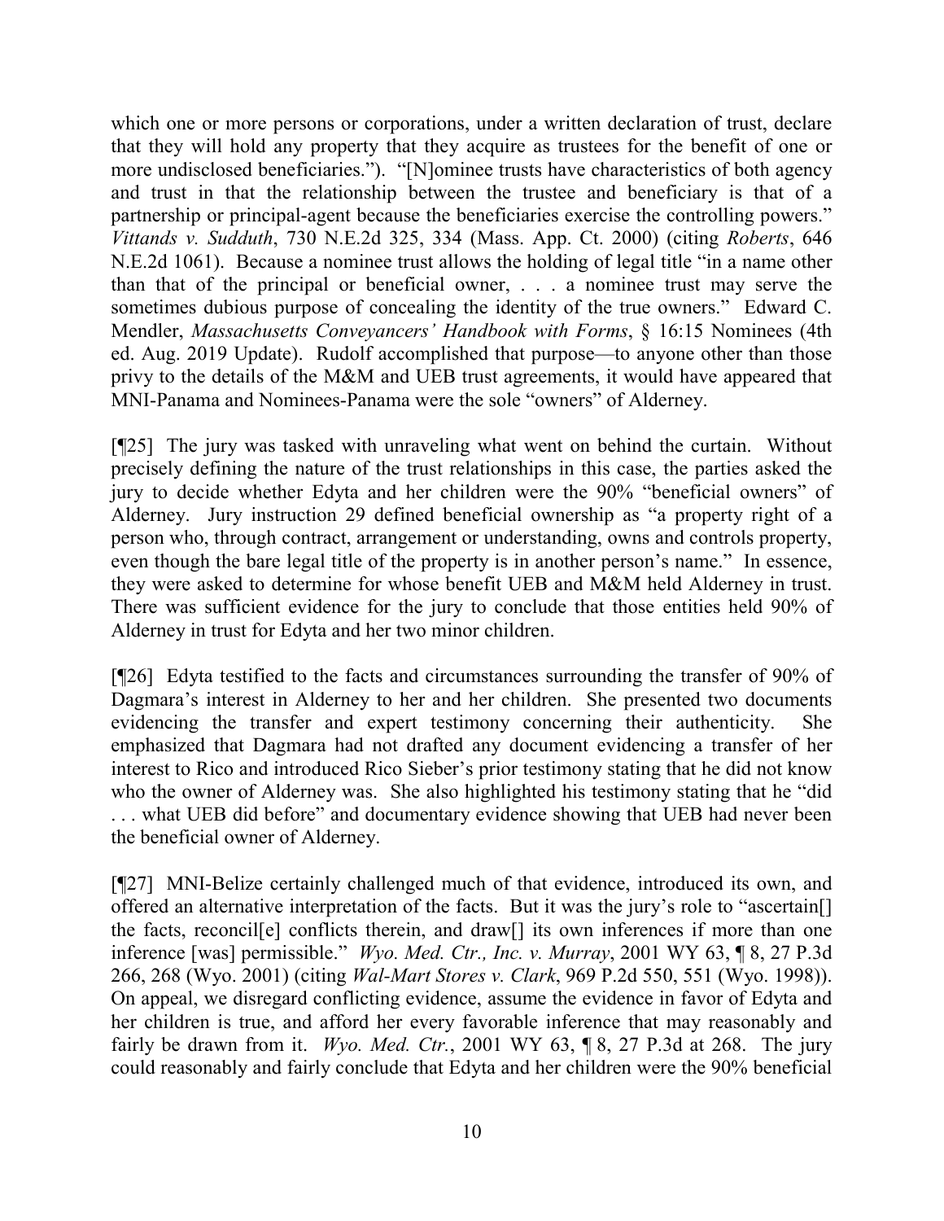which one or more persons or corporations, under a written declaration of trust, declare that they will hold any property that they acquire as trustees for the benefit of one or more undisclosed beneficiaries."). "[N]ominee trusts have characteristics of both agency and trust in that the relationship between the trustee and beneficiary is that of a partnership or principal-agent because the beneficiaries exercise the controlling powers." *Vittands v. Sudduth*, 730 N.E.2d 325, 334 (Mass. App. Ct. 2000) (citing *Roberts*, 646 N.E.2d 1061). Because a nominee trust allows the holding of legal title "in a name other than that of the principal or beneficial owner, . . . a nominee trust may serve the sometimes dubious purpose of concealing the identity of the true owners." Edward C. Mendler, *Massachusetts Conveyancers' Handbook with Forms*, § 16:15 Nominees (4th ed. Aug. 2019 Update). Rudolf accomplished that purpose—to anyone other than those privy to the details of the M&M and UEB trust agreements, it would have appeared that MNI-Panama and Nominees-Panama were the sole "owners" of Alderney.

[¶25] The jury was tasked with unraveling what went on behind the curtain. Without precisely defining the nature of the trust relationships in this case, the parties asked the jury to decide whether Edyta and her children were the 90% "beneficial owners" of Alderney. Jury instruction 29 defined beneficial ownership as "a property right of a person who, through contract, arrangement or understanding, owns and controls property, even though the bare legal title of the property is in another person's name." In essence, they were asked to determine for whose benefit UEB and M&M held Alderney in trust. There was sufficient evidence for the jury to conclude that those entities held 90% of Alderney in trust for Edyta and her two minor children.

[¶26] Edyta testified to the facts and circumstances surrounding the transfer of 90% of Dagmara's interest in Alderney to her and her children. She presented two documents evidencing the transfer and expert testimony concerning their authenticity. She emphasized that Dagmara had not drafted any document evidencing a transfer of her interest to Rico and introduced Rico Sieber's prior testimony stating that he did not know who the owner of Alderney was. She also highlighted his testimony stating that he "did . . . what UEB did before" and documentary evidence showing that UEB had never been the beneficial owner of Alderney.

[¶27] MNI-Belize certainly challenged much of that evidence, introduced its own, and offered an alternative interpretation of the facts. But it was the jury's role to "ascertain[] the facts, reconcil[e] conflicts therein, and draw[] its own inferences if more than one inference [was] permissible." *Wyo. Med. Ctr., Inc. v. Murray*, 2001 WY 63, ¶ 8, 27 P.3d 266, 268 (Wyo. 2001) (citing *Wal-Mart Stores v. Clark*, 969 P.2d 550, 551 (Wyo. 1998)). On appeal, we disregard conflicting evidence, assume the evidence in favor of Edyta and her children is true, and afford her every favorable inference that may reasonably and fairly be drawn from it. *Wyo. Med. Ctr.*, 2001 WY 63, ¶ 8, 27 P.3d at 268. The jury could reasonably and fairly conclude that Edyta and her children were the 90% beneficial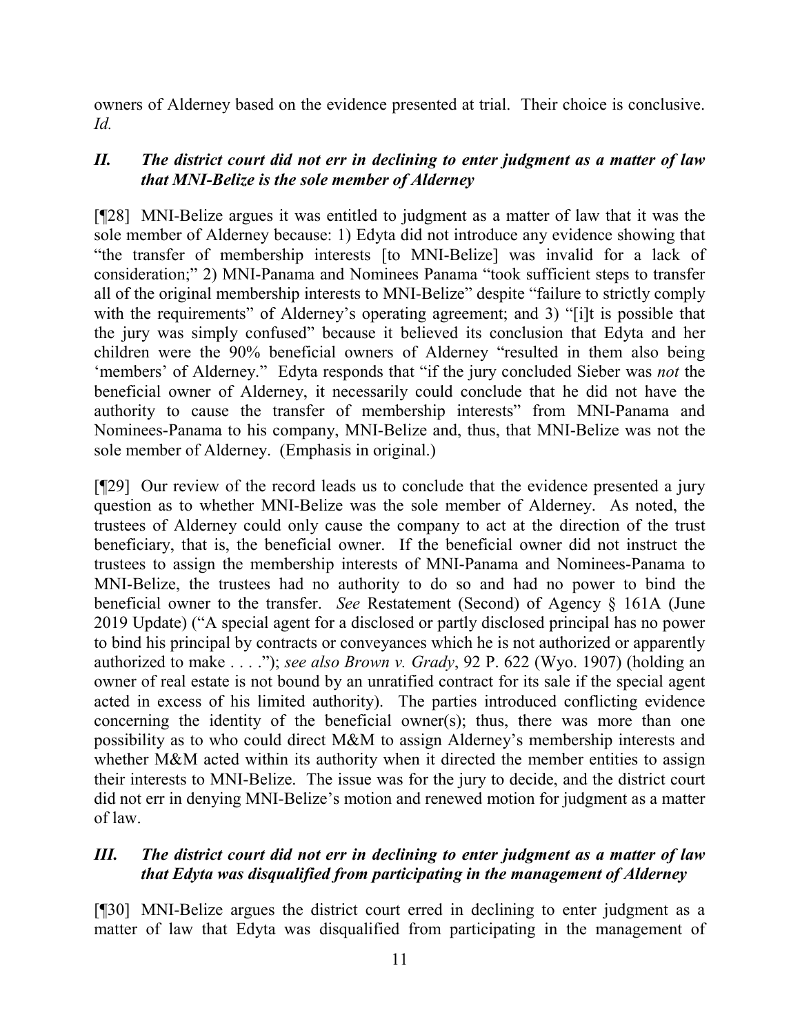owners of Alderney based on the evidence presented at trial. Their choice is conclusive. *Id.*

## *II. The district court did not err in declining to enter judgment as a matter of law that MNI-Belize is the sole member of Alderney*

[¶28] MNI-Belize argues it was entitled to judgment as a matter of law that it was the sole member of Alderney because: 1) Edyta did not introduce any evidence showing that "the transfer of membership interests [to MNI-Belize] was invalid for a lack of consideration;" 2) MNI-Panama and Nominees Panama "took sufficient steps to transfer all of the original membership interests to MNI-Belize" despite "failure to strictly comply with the requirements" of Alderney's operating agreement; and 3) "[i]t is possible that the jury was simply confused" because it believed its conclusion that Edyta and her children were the 90% beneficial owners of Alderney "resulted in them also being 'members' of Alderney." Edyta responds that "if the jury concluded Sieber was *not* the beneficial owner of Alderney, it necessarily could conclude that he did not have the authority to cause the transfer of membership interests" from MNI-Panama and Nominees-Panama to his company, MNI-Belize and, thus, that MNI-Belize was not the sole member of Alderney. (Emphasis in original.)

[¶29] Our review of the record leads us to conclude that the evidence presented a jury question as to whether MNI-Belize was the sole member of Alderney. As noted, the trustees of Alderney could only cause the company to act at the direction of the trust beneficiary, that is, the beneficial owner. If the beneficial owner did not instruct the trustees to assign the membership interests of MNI-Panama and Nominees-Panama to MNI-Belize, the trustees had no authority to do so and had no power to bind the beneficial owner to the transfer. *See* Restatement (Second) of Agency § 161A (June 2019 Update) ("A special agent for a disclosed or partly disclosed principal has no power to bind his principal by contracts or conveyances which he is not authorized or apparently authorized to make . . . ."); *see also Brown v. Grady*, 92 P. 622 (Wyo. 1907) (holding an owner of real estate is not bound by an unratified contract for its sale if the special agent acted in excess of his limited authority). The parties introduced conflicting evidence concerning the identity of the beneficial owner(s); thus, there was more than one possibility as to who could direct M&M to assign Alderney's membership interests and whether M&M acted within its authority when it directed the member entities to assign their interests to MNI-Belize. The issue was for the jury to decide, and the district court did not err in denying MNI-Belize's motion and renewed motion for judgment as a matter of law.

## *III. The district court did not err in declining to enter judgment as a matter of law that Edyta was disqualified from participating in the management of Alderney*

[¶30] MNI-Belize argues the district court erred in declining to enter judgment as a matter of law that Edyta was disqualified from participating in the management of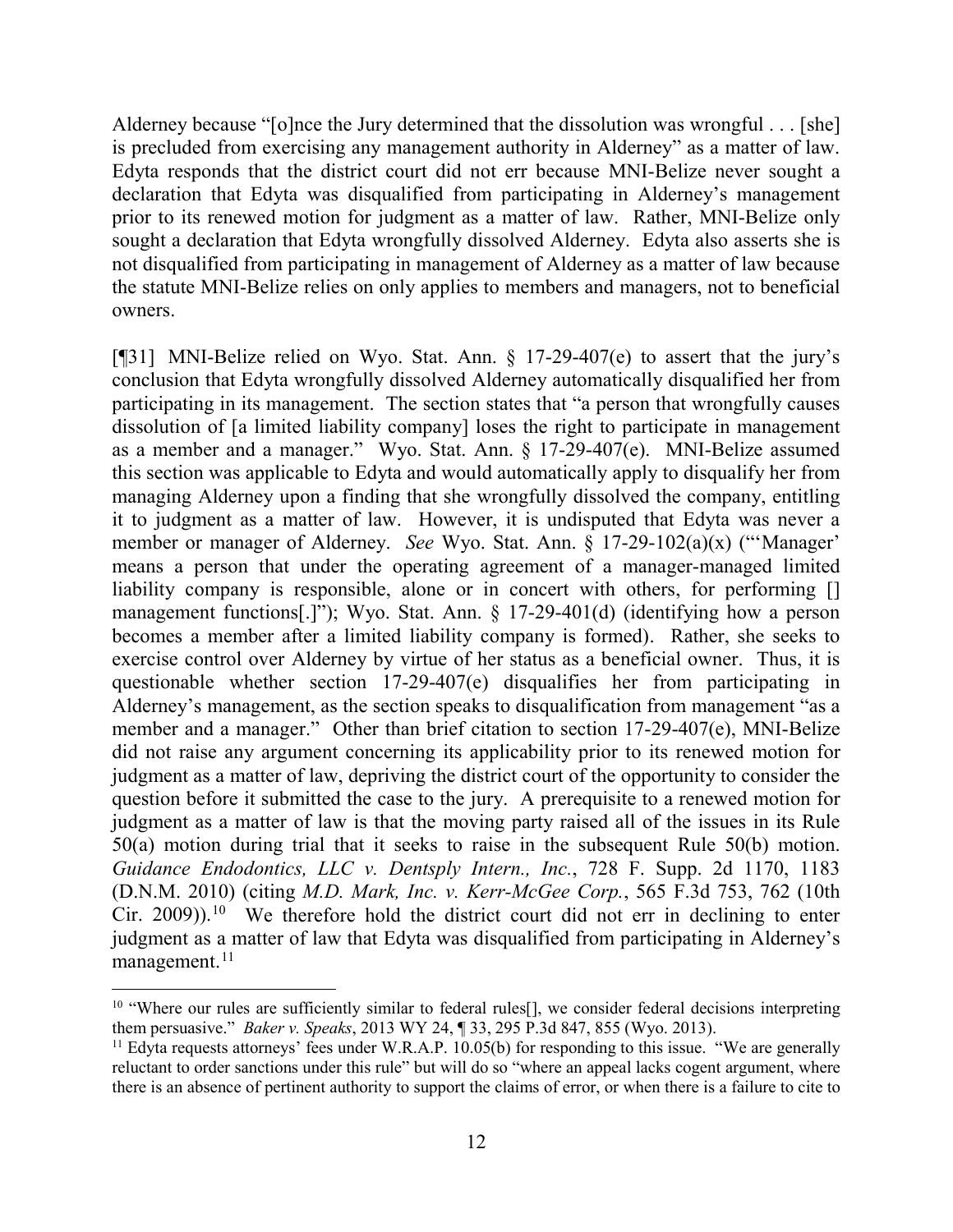Alderney because "[o]nce the Jury determined that the dissolution was wrongful . . . [she] is precluded from exercising any management authority in Alderney" as a matter of law. Edyta responds that the district court did not err because MNI-Belize never sought a declaration that Edyta was disqualified from participating in Alderney's management prior to its renewed motion for judgment as a matter of law. Rather, MNI-Belize only sought a declaration that Edyta wrongfully dissolved Alderney. Edyta also asserts she is not disqualified from participating in management of Alderney as a matter of law because the statute MNI-Belize relies on only applies to members and managers, not to beneficial owners.

[¶31] MNI-Belize relied on Wyo. Stat. Ann. § 17-29-407(e) to assert that the jury's conclusion that Edyta wrongfully dissolved Alderney automatically disqualified her from participating in its management. The section states that "a person that wrongfully causes dissolution of [a limited liability company] loses the right to participate in management as a member and a manager." Wyo. Stat. Ann. § 17-29-407(e). MNI-Belize assumed this section was applicable to Edyta and would automatically apply to disqualify her from managing Alderney upon a finding that she wrongfully dissolved the company, entitling it to judgment as a matter of law. However, it is undisputed that Edyta was never a member or manager of Alderney. *See* Wyo. Stat. Ann. § 17-29-102(a)(x) ("'Manager' means a person that under the operating agreement of a manager-managed limited liability company is responsible, alone or in concert with others, for performing [] management functions[.]"); Wyo. Stat. Ann. § 17-29-401(d) (identifying how a person becomes a member after a limited liability company is formed). Rather, she seeks to exercise control over Alderney by virtue of her status as a beneficial owner. Thus, it is questionable whether section 17-29-407(e) disqualifies her from participating in Alderney's management, as the section speaks to disqualification from management "as a member and a manager." Other than brief citation to section 17-29-407(e), MNI-Belize did not raise any argument concerning its applicability prior to its renewed motion for judgment as a matter of law, depriving the district court of the opportunity to consider the question before it submitted the case to the jury. A prerequisite to a renewed motion for judgment as a matter of law is that the moving party raised all of the issues in its Rule 50(a) motion during trial that it seeks to raise in the subsequent Rule 50(b) motion. *Guidance Endodontics, LLC v. Dentsply Intern., Inc.*, 728 F. Supp. 2d 1170, 1183 (D.N.M. 2010) (citing *M.D. Mark, Inc. v. Kerr-McGee Corp.*, 565 F.3d 753, 762 (10th Cir. 2009)).[10] We therefore hold the district court did not err in declining to enter judgment as a matter of law that Edyta was disqualified from participating in Alderney's management.[11]

---

[10] "Where our rules are sufficiently similar to federal rules[], we consider federal decisions interpreting them persuasive." *Baker v. Speaks*, 2013 WY 24, ¶ 33, 295 P.3d 847, 855 (Wyo. 2013).

[11] Edyta requests attorneys' fees under W.R.A.P. 10.05(b) for responding to this issue. "We are generally reluctant to order sanctions under this rule" but will do so "where an appeal lacks cogent argument, where there is an absence of pertinent authority to support the claims of error, or when there is a failure to cite to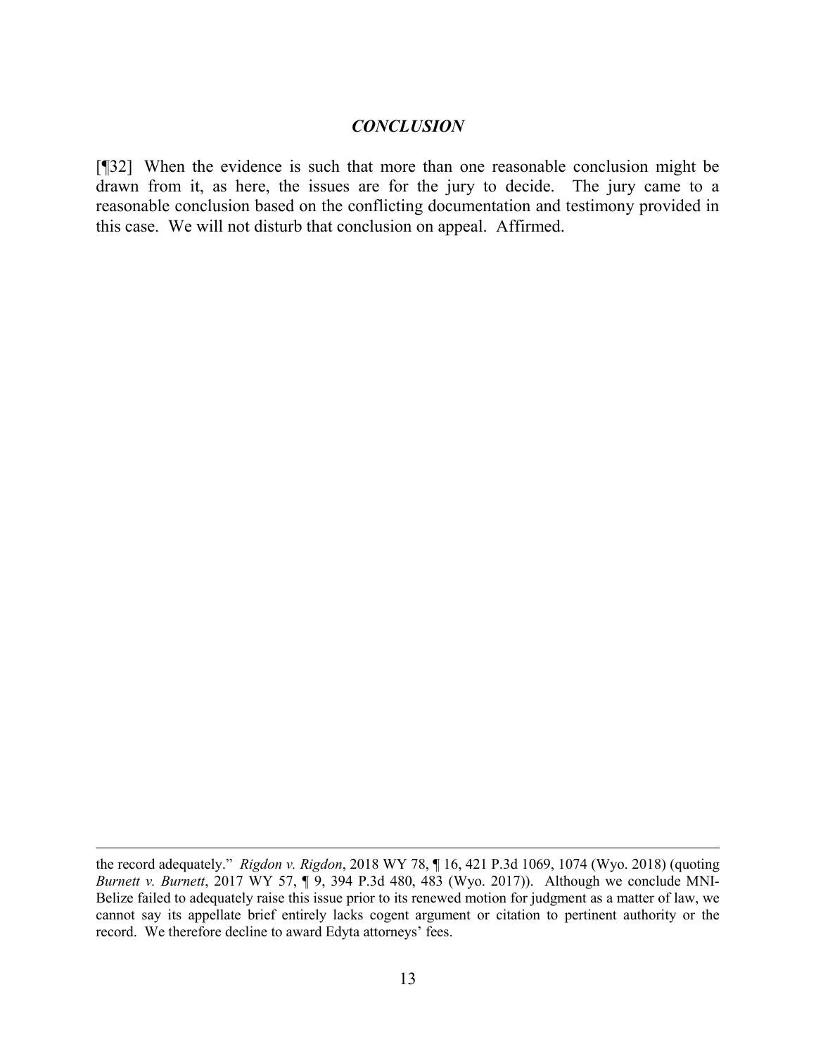## *CONCLUSION*

[¶32] When the evidence is such that more than one reasonable conclusion might be drawn from it, as here, the issues are for the jury to decide. The jury came to a reasonable conclusion based on the conflicting documentation and testimony provided in this case. We will not disturb that conclusion on appeal. Affirmed.

---

the record adequately." *Rigdon v. Rigdon*, 2018 WY 78, ¶ 16, 421 P.3d 1069, 1074 (Wyo. 2018) (quoting *Burnett v. Burnett*, 2017 WY 57, ¶ 9, 394 P.3d 480, 483 (Wyo. 2017)). Although we conclude MNI-Belize failed to adequately raise this issue prior to its renewed motion for judgment as a matter of law, we cannot say its appellate brief entirely lacks cogent argument or citation to pertinent authority or the record. We therefore decline to award Edyta attorneys' fees.